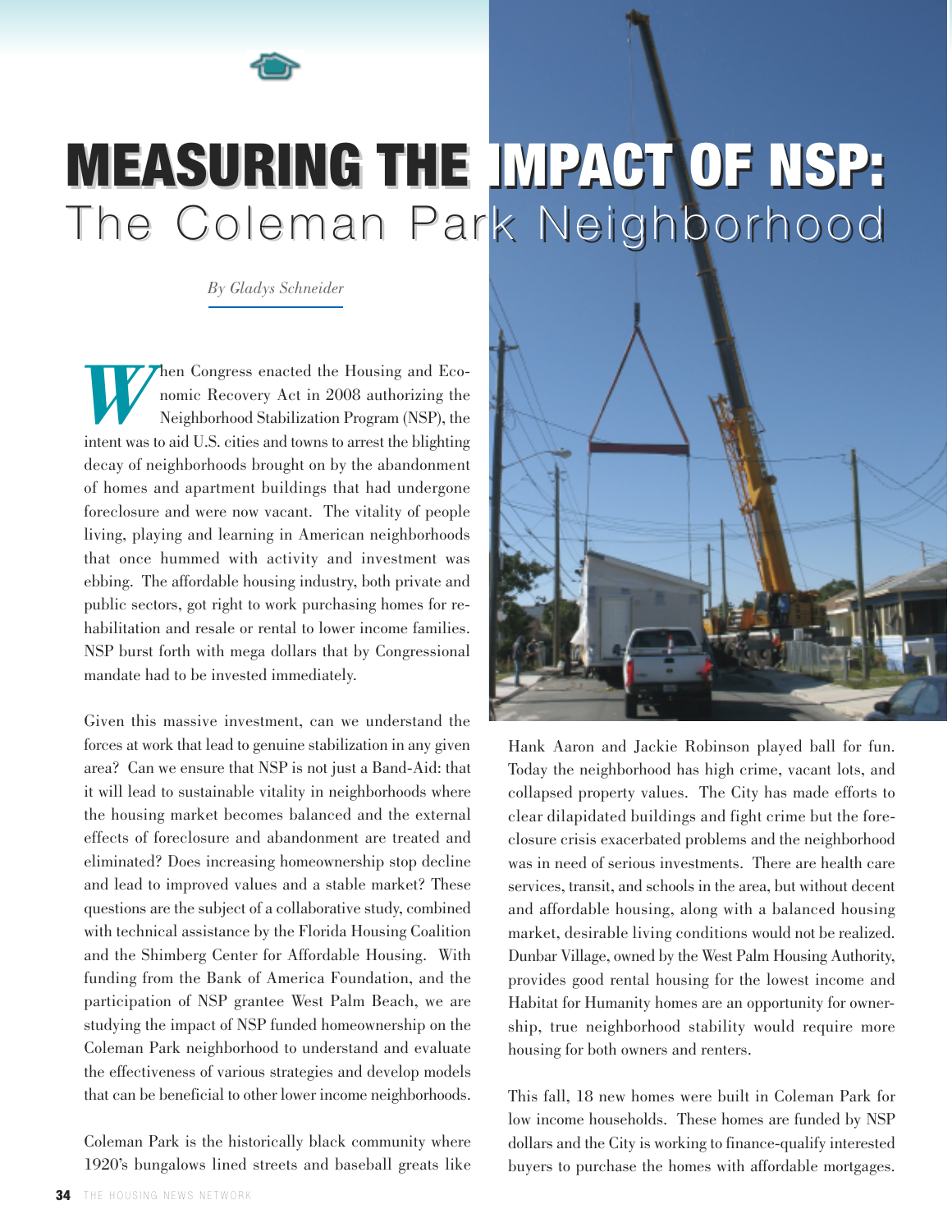# MEASURING THE IMPACT OF NSP:
## The Coleman Park Neighborhood

*By Gladys Schneider*

When Congress enacted the Housing and Economic Recovery Act in 2008 authorizing the Neighborhood Stabilization Program (NSP), the intent was to aid U.S. cities and towns to arrest the blighting decay of neighborhoods brought on by the abandonment of homes and apartment buildings that had undergone foreclosure and were now vacant. The vitality of people living, playing and learning in American neighborhoods that once hummed with activity and investment was ebbing. The affordable housing industry, both private and public sectors, got right to work purchasing homes for rehabilitation and resale or rental to lower income families. NSP burst forth with mega dollars that by Congressional mandate had to be invested immediately.

Given this massive investment, can we understand the forces at work that lead to genuine stabilization in any given area? Can we ensure that NSP is not just a Band-Aid: that it will lead to sustainable vitality in neighborhoods where the housing market becomes balanced and the external effects of foreclosure and abandonment are treated and eliminated? Does increasing homeownership stop decline and lead to improved values and a stable market? These questions are the subject of a collaborative study, combined with technical assistance by the Florida Housing Coalition and the Shimberg Center for Affordable Housing. With funding from the Bank of America Foundation, and the participation of NSP grantee West Palm Beach, we are studying the impact of NSP funded homeownership on the Coleman Park neighborhood to understand and evaluate the effectiveness of various strategies and develop models that can be beneficial to other lower income neighborhoods.

Coleman Park is the historically black community where 1920's bungalows lined streets and baseball greats like Hank Aaron and Jackie Robinson played ball for fun. Today the neighborhood has high crime, vacant lots, and collapsed property values. The City has made efforts to clear dilapidated buildings and fight crime but the foreclosure crisis exacerbated problems and the neighborhood was in need of serious investments. There are health care services, transit, and schools in the area, but without decent and affordable housing, along with a balanced housing market, desirable living conditions would not be realized. Dunbar Village, owned by the West Palm Housing Authority, provides good rental housing for the lowest income and Habitat for Humanity homes are an opportunity for ownership, true neighborhood stability would require more housing for both owners and renters.

This fall, 18 new homes were built in Coleman Park for low income households. These homes are funded by NSP dollars and the City is working to finance-qualify interested buyers to purchase the homes with affordable mortgages.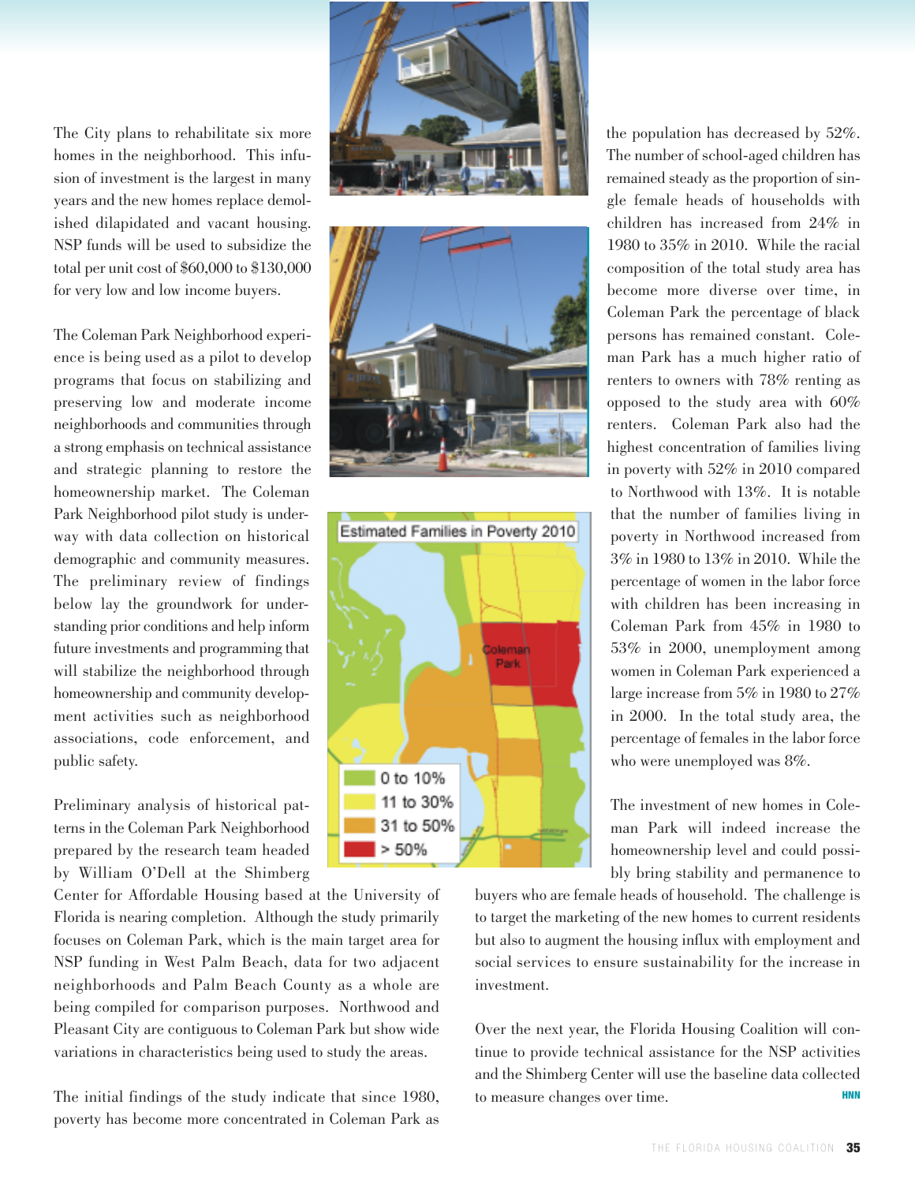The City plans to rehabilitate six more homes in the neighborhood. This infusion of investment is the largest in many years and the new homes replace demolished dilapidated and vacant housing. NSP funds will be used to subsidize the total per unit cost of $60,000 to $130,000 for very low and low income buyers.

The Coleman Park Neighborhood experience is being used as a pilot to develop programs that focus on stabilizing and preserving low and moderate income neighborhoods and communities through a strong emphasis on technical assistance and strategic planning to restore the homeownership market. The Coleman Park Neighborhood pilot study is underway with data collection on historical demographic and community measures. The preliminary review of findings below lay the groundwork for understanding prior conditions and help inform future investments and programming that will stabilize the neighborhood through homeownership and community development activities such as neighborhood associations, code enforcement, and public safety.

Preliminary analysis of historical patterns in the Coleman Park Neighborhood prepared by the research team headed by William O'Dell at the Shimberg Center for Affordable Housing based at the University of Florida is nearing completion. Although the study primarily focuses on Coleman Park, which is the main target area for NSP funding in West Palm Beach, data for two adjacent neighborhoods and Palm Beach County as a whole are being compiled for comparison purposes. Northwood and Pleasant City are contiguous to Coleman Park but show wide variations in characteristics being used to study the areas.

Estimated Families in Poverty 2010

Coleman Park

0 to 10%

11 to 30%

31 to 50%

> 50%

The initial findings of the study indicate that since 1980, poverty has become more concentrated in Coleman Park as the population has decreased by 52%. The number of school-aged children has remained steady as the proportion of single female heads of households with children has increased from 24% in 1980 to 35% in 2010. While the racial composition of the total study area has become more diverse over time, in Coleman Park the percentage of black persons has remained constant. Coleman Park has a much higher ratio of renters to owners with 78% renting as opposed to the study area with 60% renters. Coleman Park also had the highest concentration of families living in poverty with 52% in 2010 compared to Northwood with 13%. It is notable that the number of families living in poverty in Northwood increased from 3% in 1980 to 13% in 2010. While the percentage of women in the labor force with children has been increasing in Coleman Park from 45% in 1980 to 53% in 2000, unemployment among women in Coleman Park experienced a large increase from 5% in 1980 to 27% in 2000. In the total study area, the percentage of females in the labor force who were unemployed was 8%.

The investment of new homes in Coleman Park will indeed increase the homeownership level and could possibly bring stability and permanence to buyers who are female heads of household. The challenge is to target the marketing of the new homes to current residents but also to augment the housing influx with employment and social services to ensure sustainability for the increase in investment.

Over the next year, the Florida Housing Coalition will continue to provide technical assistance for the NSP activities and the Shimberg Center will use the baseline data collected to measure changes over time. HNN